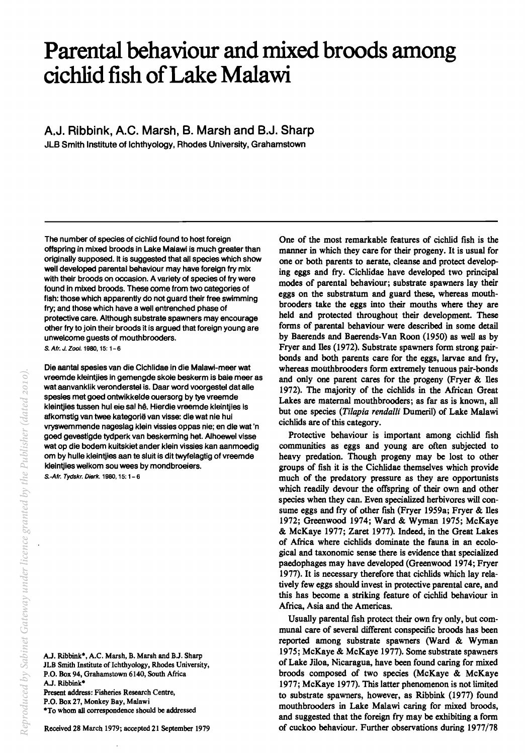# Parental behaviour and mixed broods among cichlid fish of Lake Malawi

**A.J. Ribbink, A.C. Marsh, B. Marsh and B.J. Sharp**

JLB Smith Institute of Ichthyology, Rhodes University, Grahamstown

The number of species of cichlid found to host foreign offspring in mixed broods in Lake Malawi is much greater than originally supposed. It is suggested that all species which show well developed parental behaviour may have foreign fry mix with their broods on occasion. A variety of species of fry were found in mixed broods. These come from two categories of fish: those which apparently do not guard their free swimming fry; and those which have a well entrenched phase of protective care. Although substrate spawners may encourage other fry to join their broods it is argued that foreign young are unwelcome guests of mouthbrooders.

*S. Afr. J. Zool.* 1980, 15: 1–6

Die aantal spesies van die Cichlidae in die Malawi-meer wat vreemde kleintjies in gemengde skole beskerm is baie meer as wat aanvanklik veronderstel is. Daar word voorgestel dat alle spesies met goed ontwikkelde ouersorg by tye vreemde kleintjies tussen hul eie sal hê. Hierdie vreemde kleintjies is afkomstig van twee kategorieë van visse: die wat nie hul vryswemmende nageslag klein vissies oppas nie; en die wat 'n goed gevestigde tydperk van beskerming het. Alhoewel visse wat op die bodem kuitskiet ander klein vissies kan aanmoedig om by hulle kleintjies aan te sluit is dit twyfelagtig of vreemde kleintjies welkom sou wees by mondbroeiers.

*S.-Afr. Tydskr. Dierk.* 1980, 15: 1–6

A.J. Ribbink*, A.C. Marsh, B. Marsh and B.J. Sharp
JLB Smith Institute of Ichthyology, Rhodes University,
P.O. Box 94, Grahamstown 6140, South Africa
A.J. Ribbink*
Present address: Fisheries Research Centre,
P.O. Box 27, Monkey Bay, Malawi
*To whom all correspondence should be addressed

Received 28 March 1979; accepted 21 September 1979

One of the most remarkable features of cichlid fish is the manner in which they care for their progeny. It is usual for one or both parents to aerate, cleanse and protect developing eggs and fry. Cichlidae have developed two principal modes of parental behaviour; substrate spawners lay their eggs on the substratum and guard these, whereas mouthbrooders take the eggs into their mouths where they are held and protected throughout their development. These forms of parental behaviour were described in some detail by Baerends and Baerends-Van Roon (1950) as well as by Fryer and Iles (1972). Substrate spawners form strong pair-bonds and both parents care for the eggs, larvae and fry, whereas mouthbrooders form extremely tenuous pair-bonds and only one parent cares for the progeny (Fryer & Iles 1972). The majority of the cichlids in the African Great Lakes are maternal mouthbrooders; as far as is known, all but one species (*Tilapia rendalli* Dumeril) of Lake Malawi cichlids are of this category.

Protective behaviour is important among cichlid fish communities as eggs and young are often subjected to heavy predation. Though progeny may be lost to other groups of fish it is the Cichlidae themselves which provide much of the predatory pressure as they are opportunists which readily devour the offspring of their own and other species when they can. Even specialized herbivores will consume eggs and fry of other fish (Fryer 1959a; Fryer & Iles 1972; Greenwood 1974; Ward & Wyman 1975; McKaye & McKaye 1977; Zaret 1977). Indeed, in the Great Lakes of Africa where cichlids dominate the fauna in an ecological and taxonomic sense there is evidence that specialized paedophages may have developed (Greenwood 1974; Fryer 1977). It is necessary therefore that cichlids which lay relatively few eggs should invest in protective parental care, and this has become a striking feature of cichlid behaviour in Africa, Asia and the Americas.

Usually parental fish protect their own fry only, but communal care of several different conspecific broods has been reported among substrate spawners (Ward & Wyman 1975; McKaye & McKaye 1977). Some substrate spawners of Lake Jiloa, Nicaragua, have been found caring for mixed broods composed of two species (McKaye & McKaye 1977; McKaye 1977). This latter phenomenon is not limited to substrate spawners, however, as Ribbink (1977) found mouthbrooders in Lake Malawi caring for mixed broods, and suggested that the foreign fry may be exhibiting a form of cuckoo behaviour. Further observations during 1977/78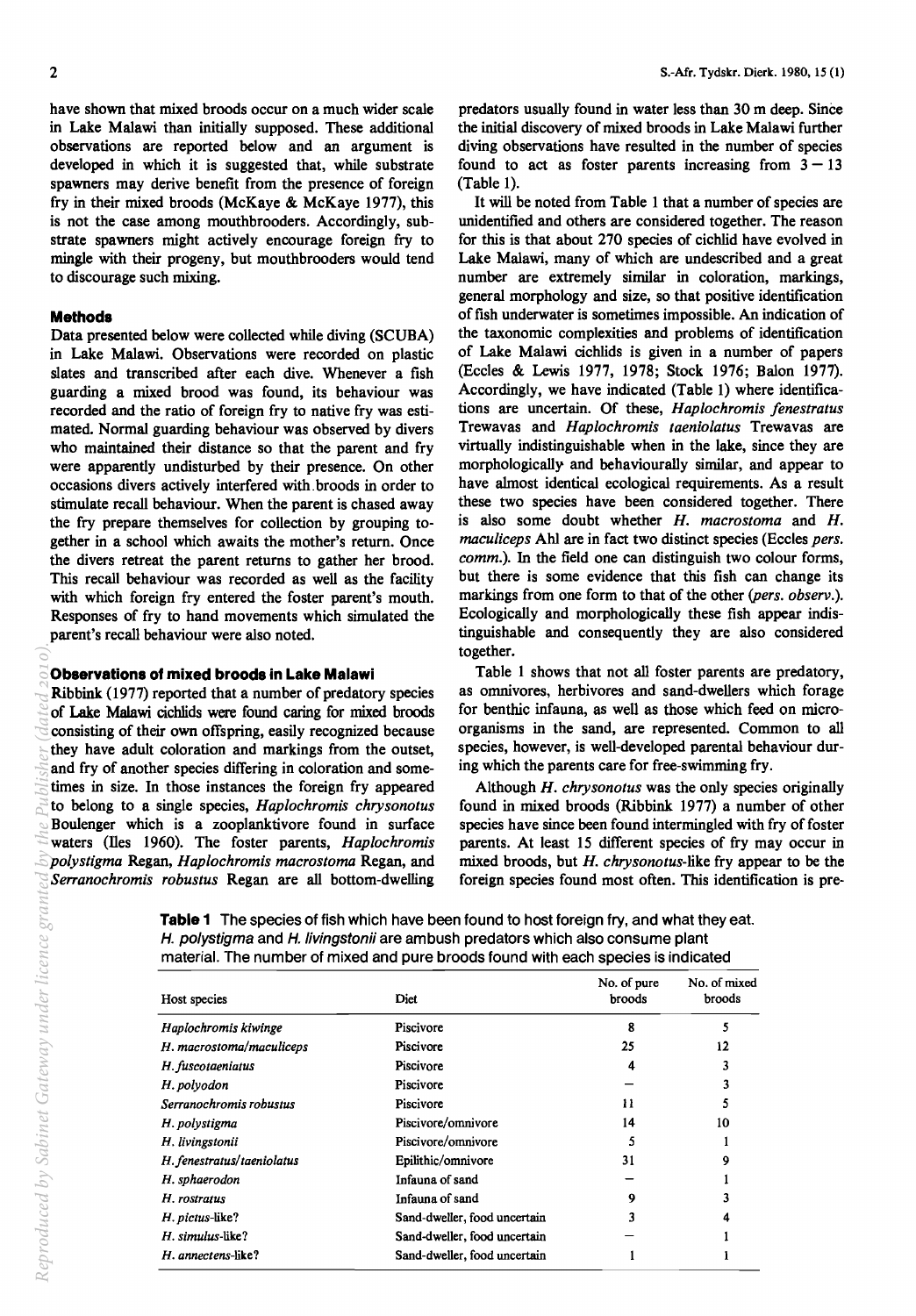have shown that mixed broods occur on a much wider scale in Lake Malawi than initially supposed. These additional observations are reported below and an argument is developed in which it is suggested that, while substrate spawners may derive benefit from the presence of foreign fry in their mixed broods (McKaye & McKaye 1977), this is not the case among mouthbrooders. Accordingly, substrate spawners might actively encourage foreign fry to mingle with their progeny, but mouthbrooders would tend to discourage such mixing.

## Methods

Data presented below were collected while diving (SCUBA) in Lake Malawi. Observations were recorded on plastic slates and transcribed after each dive. Whenever a fish guarding a mixed brood was found, its behaviour was recorded and the ratio of foreign fry to native fry was estimated. Normal guarding behaviour was observed by divers who maintained their distance so that the parent and fry were apparently undisturbed by their presence. On other occasions divers actively interfered with broods in order to stimulate recall behaviour. When the parent is chased away the fry prepare themselves for collection by grouping together in a school which awaits the mother's return. Once the divers retreat the parent returns to gather her brood. This recall behaviour was recorded as well as the facility with which foreign fry entered the foster parent's mouth. Responses of fry to hand movements which simulated the parent's recall behaviour were also noted.

## Observations of mixed broods in Lake Malawi

Ribbink (1977) reported that a number of predatory species of Lake Malawi cichlids were found caring for mixed broods consisting of their own offspring, easily recognized because they have adult coloration and markings from the outset, and fry of another species differing in coloration and sometimes in size. In those instances the foreign fry appeared to belong to a single species, *Haplochromis chrysonotus* Boulenger which is a zooplanktivore found in surface waters (Iles 1960). The foster parents, *Haplochromis polystigma* Regan, *Haplochromis macrostoma* Regan, and *Serranochromis robustus* Regan are all bottom-dwelling predators usually found in water less than 30 m deep. Since the initial discovery of mixed broods in Lake Malawi further diving observations have resulted in the number of species found to act as foster parents increasing from 3 – 13 (Table 1).

It will be noted from Table 1 that a number of species are unidentified and others are considered together. The reason for this is that about 270 species of cichlid have evolved in Lake Malawi, many of which are undescribed and a great number are extremely similar in coloration, markings, general morphology and size, so that positive identification of fish underwater is sometimes impossible. An indication of the taxonomic complexities and problems of identification of Lake Malawi cichlids is given in a number of papers (Eccles & Lewis 1977, 1978; Stock 1976; Balon 1977). Accordingly, we have indicated (Table 1) where identifications are uncertain. Of these, *Haplochromis fenestratus* Trewavas and *Haplochromis taeniolatus* Trewavas are virtually indistinguishable when in the lake, since they are morphologically and behaviourally similar, and appear to have almost identical ecological requirements. As a result these two species have been considered together. There is also some doubt whether *H. macrostoma* and *H. maculiceps* Ahl are in fact two distinct species (Eccles *pers. comm.*). In the field one can distinguish two colour forms, but there is some evidence that this fish can change its markings from one form to that of the other (*pers. observ.*). Ecologically and morphologically these fish appear indistinguishable and consequently they are also considered together.

Table 1 shows that not all foster parents are predatory, as omnivores, herbivores and sand-dwellers which forage for benthic infauna, as well as those which feed on microorganisms in the sand, are represented. Common to all species, however, is well-developed parental behaviour during which the parents care for free-swimming fry.

Although *H. chrysonotus* was the only species originally found in mixed broods (Ribbink 1977) a number of other species have since been found intermingled with fry of foster parents. At least 15 different species of fry may occur in mixed broods, but *H. chrysonotus*-like fry appear to be the foreign species found most often. This identification is pre-

**Table 1** The species of fish which have been found to host foreign fry, and what they eat. *H. polystigma* and *H. livingstonii* are ambush predators which also consume plant material. The number of mixed and pure broods found with each species is indicated

| Host species | Diet | No. of pure broods | No. of mixed broods |
|---|---|---|---|
| *Haplochromis kiwinge* | Piscivore | 8 | 5 |
| *H. macrostoma/maculiceps* | Piscivore | 25 | 12 |
| *H. fuscotaeniatus* | Piscivore | 4 | 3 |
| *H. polyodon* | Piscivore | – | 3 |
| *Serranochromis robustus* | Piscivore | 11 | 5 |
| *H. polystigma* | Piscivore/omnivore | 14 | 10 |
| *H. livingstonii* | Piscivore/omnivore | 5 | 1 |
| *H. fenestratus/taeniolatus* | Epilithic/omnivore | 31 | 9 |
| *H. sphaerodon* | Infauna of sand | – | 1 |
| *H. rostratus* | Infauna of sand | 9 | 3 |
| *H. pictus*-like? | Sand-dweller, food uncertain | 3 | 4 |
| *H. simulus*-like? | Sand-dweller, food uncertain | – | 1 |
| *H. annectens*-like? | Sand-dweller, food uncertain | 1 | 1 |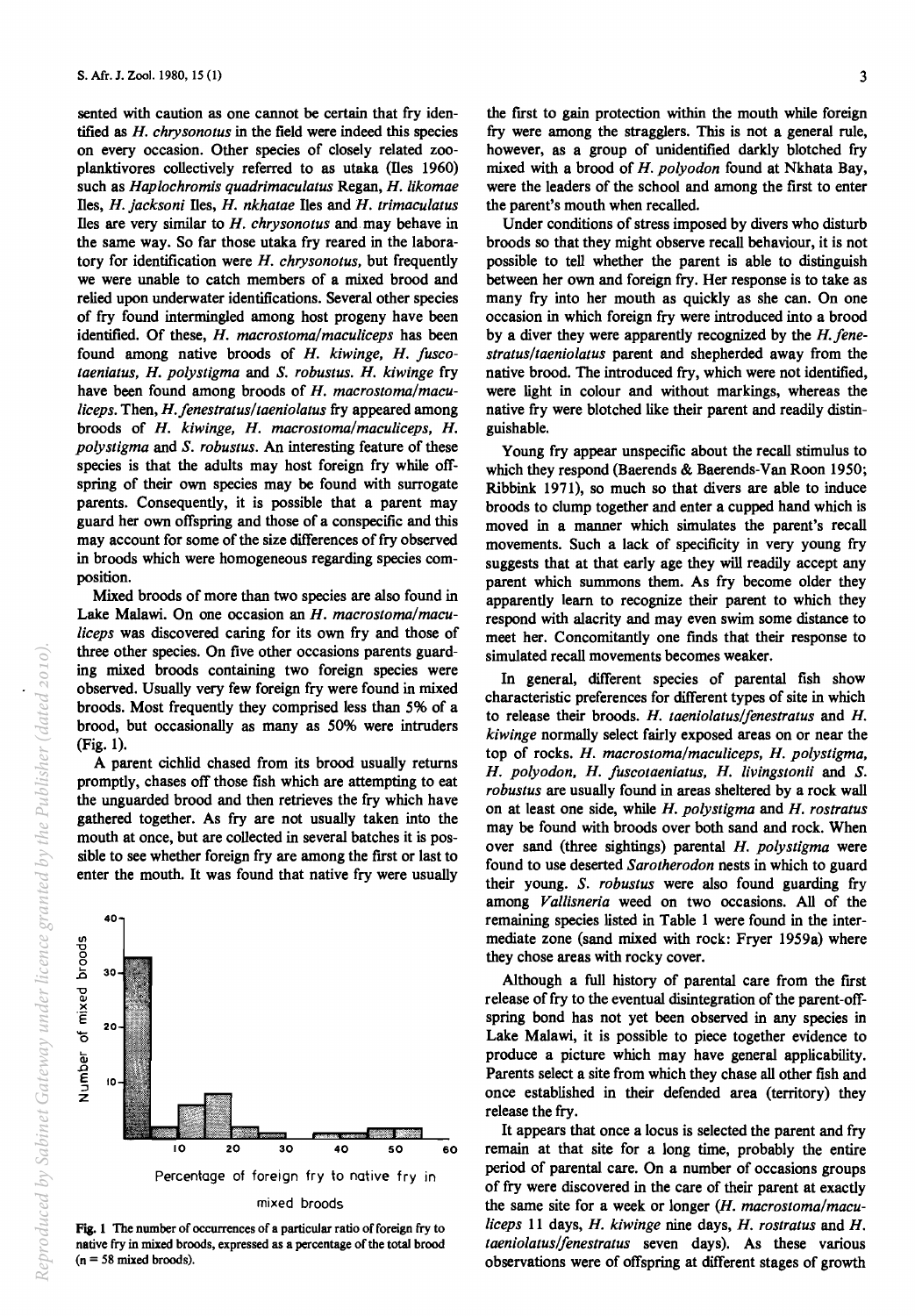sented with caution as one cannot be certain that fry identified as *H. chrysonotus* in the field were indeed this species on every occasion. Other species of closely related zooplanktivores collectively referred to as utaka (Iles 1960) such as *Haplochromis quadrimaculatus* Regan, *H. likomae* Iles, *H. jacksoni* Iles, *H. nkhatae* Iles and *H. trimaculatus* Iles are very similar to *H. chrysonotus* and may behave in the same way. So far those utaka fry reared in the laboratory for identification were *H. chrysonotus*, but frequently we were unable to catch members of a mixed brood and relied upon underwater identifications. Several other species of fry found intermingled among host progeny have been identified. Of these, *H. macrostoma/maculiceps* has been found among native broods of *H. kiwinge*, *H. fuscotaeniatus*, *H. polystigma* and *S. robustus*. *H. kiwinge* fry have been found among broods of *H. macrostoma/maculiceps*. Then, *H. fenestratus/taeniolatus* fry appeared among broods of *H. kiwinge*, *H. macrostoma/maculiceps*, *H. polystigma* and *S. robustus*. An interesting feature of these species is that the adults may host foreign fry while offspring of their own species may be found with surrogate parents. Consequently, it is possible that a parent may guard her own offspring and those of a conspecific and this may account for some of the size differences of fry observed in broods which were homogeneous regarding species composition.

Mixed broods of more than two species are also found in Lake Malawi. On one occasion an *H. macrostoma/maculiceps* was discovered caring for its own fry and those of three other species. On five other occasions parents guarding mixed broods containing two foreign species were observed. Usually very few foreign fry were found in mixed broods. Most frequently they comprised less than 5% of a brood, but occasionally as many as 50% were intruders (Fig. 1).

A parent cichlid chased from its brood usually returns promptly, chases off those fish which are attempting to eat the unguarded brood and then retrieves the fry which have gathered together. As fry are not usually taken into the mouth at once, but are collected in several batches it is possible to see whether foreign fry are among the first or last to enter the mouth. It was found that native fry were usually

**Fig. 1** The number of occurrences of a particular ratio of foreign fry to native fry in mixed broods, expressed as a percentage of the total brood (n = 58 mixed broods).

the first to gain protection within the mouth while foreign fry were among the stragglers. This is not a general rule, however, as a group of unidentified darkly blotched fry mixed with a brood of *H. polyodon* found at Nkhata Bay, were the leaders of the school and among the first to enter the parent's mouth when recalled.

Under conditions of stress imposed by divers who disturb broods so that they might observe recall behaviour, it is not possible to tell whether the parent is able to distinguish between her own and foreign fry. Her response is to take as many fry into her mouth as quickly as she can. On one occasion in which foreign fry were introduced into a brood by a diver they were apparently recognized by the *H. fenestratus/taeniolatus* parent and shepherded away from the native brood. The introduced fry, which were not identified, were light in colour and without markings, whereas the native fry were blotched like their parent and readily distinguishable.

Young fry appear unspecific about the recall stimulus to which they respond (Baerends & Baerends-Van Roon 1950; Ribbink 1971), so much so that divers are able to induce broods to clump together and enter a cupped hand which is moved in a manner which simulates the parent's recall movements. Such a lack of specificity in very young fry suggests that at that early age they will readily accept any parent which summons them. As fry become older they apparently learn to recognize their parent to which they respond with alacrity and may even swim some distance to meet her. Concomitantly one finds that their response to simulated recall movements becomes weaker.

In general, different species of parental fish show characteristic preferences for different types of site in which to release their broods. *H. taeniolatus/fenestratus* and *H. kiwinge* normally select fairly exposed areas on or near the top of rocks. *H. macrostoma/maculiceps*, *H. polystigma*, *H. polyodon*, *H. fuscotaeniatus*, *H. livingstonii* and *S. robustus* are usually found in areas sheltered by a rock wall on at least one side, while *H. polystigma* and *H. rostratus* may be found with broods over both sand and rock. When over sand (three sightings) parental *H. polystigma* were found to use deserted *Sarotherodon* nests in which to guard their young. *S. robustus* were also found guarding fry among *Vallisneria* weed on two occasions. All of the remaining species listed in Table 1 were found in the intermediate zone (sand mixed with rock: Fryer 1959a) where they chose areas with rocky cover.

Although a full history of parental care from the first release of fry to the eventual disintegration of the parent-offspring bond has not yet been observed in any species in Lake Malawi, it is possible to piece together evidence to produce a picture which may have general applicability. Parents select a site from which they chase all other fish and once established in their defended area (territory) they release the fry.

It appears that once a locus is selected the parent and fry remain at that site for a long time, probably the entire period of parental care. On a number of occasions groups of fry were discovered in the care of their parent at exactly the same site for a week or longer (*H. macrostoma/maculiceps* 11 days, *H. kiwinge* nine days, *H. rostratus* and *H. taeniolatus/fenestratus* seven days). As these various observations were of offspring at different stages of growth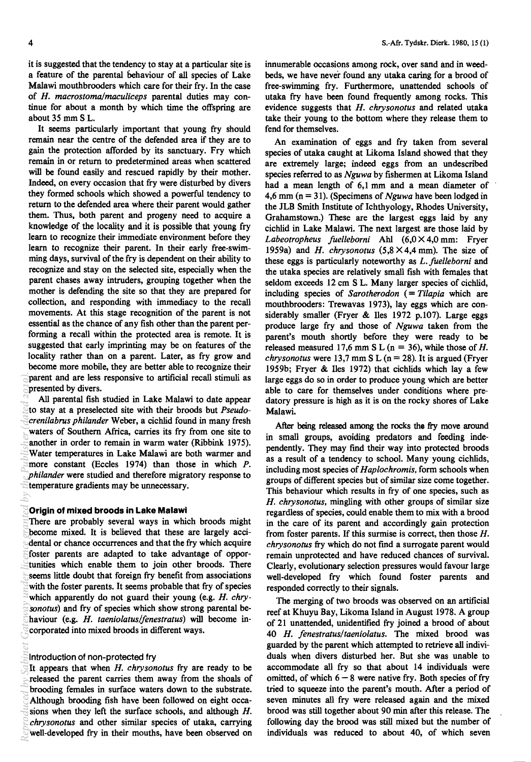it is suggested that the tendency to stay at a particular site is a feature of the parental behaviour of all species of Lake Malawi mouthbrooders which care for their fry. In the case of *H. macrostoma/maculiceps* parental duties may continue for about a month by which time the offspring are about 35 mm S L.

It seems particularly important that young fry should remain near the centre of the defended area if they are to gain the protection afforded by its sanctuary. Fry which remain in or return to predetermined areas when scattered will be found easily and rescued rapidly by their mother. Indeed, on every occasion that fry were disturbed by divers they formed schools which showed a powerful tendency to return to the defended area where their parent would gather them. Thus, both parent and progeny need to acquire a knowledge of the locality and it is possible that young fry learn to recognize their immediate environment before they learn to recognize their parent. In their early free-swimming days, survival of the fry is dependent on their ability to recognize and stay on the selected site, especially when the parent chases away intruders, grouping together when the mother is defending the site so that they are prepared for collection, and responding with immediacy to the recall movements. At this stage recognition of the parent is not essential as the chance of any fish other than the parent performing a recall within the protected area is remote. It is suggested that early imprinting may be on features of the locality rather than on a parent. Later, as fry grow and become more mobile, they are better able to recognize their parent and are less responsive to artificial recall stimuli as presented by divers.

All parental fish studied in Lake Malawi to date appear to stay at a preselected site with their broods but *Pseudocrenilabrus philander* Weber, a cichlid found in many fresh waters of Southern Africa, carries its fry from one site to another in order to remain in warm water (Ribbink 1975). Water temperatures in Lake Malawi are both warmer and more constant (Eccles 1974) than those in which *P. philander* were studied and therefore migratory response to temperature gradients may be unnecessary.

## Origin of mixed broods in Lake Malawi

There are probably several ways in which broods might become mixed. It is believed that these are largely accidental or chance occurrences and that the fry which acquire foster parents are adapted to take advantage of opportunities which enable them to join other broods. There seems little doubt that foreign fry benefit from associations with the foster parents. It seems probable that fry of species which apparently do not guard their young (e.g. *H. chrysonotus*) and fry of species which show strong parental behaviour (e.g. *H. taeniolatus/fenestratus*) will become incorporated into mixed broods in different ways.

### Introduction of non-protected fry

It appears that when *H. chrysonotus* fry are ready to be released the parent carries them away from the shoals of brooding females in surface waters down to the substrate. Although brooding fish have been followed on eight occasions when they left the surface schools, and although *H. chrysonotus* and other similar species of utaka, carrying well-developed fry in their mouths, have been observed on innumerable occasions among rock, over sand and in weedbeds, we have never found any utaka caring for a brood of free-swimming fry. Furthermore, unattended schools of utaka fry have been found frequently among rocks. This evidence suggests that *H. chrysonotus* and related utaka take their young to the bottom where they release them to fend for themselves.

An examination of eggs and fry taken from several species of utaka caught at Likoma Island showed that they are extremely large; indeed eggs from an undescribed species referred to as *Nguwa* by fishermen at Likoma Island had a mean length of 6,1 mm and a mean diameter of 4,6 mm (n = 31). (Specimens of *Nguwa* have been lodged in the JLB Smith Institute of Ichthyology, Rhodes University, Grahamstown.) These are the largest eggs laid by any cichlid in Lake Malawi. The next largest are those laid by *Labeotropheus fuelleborni* Ahl (6,0 × 4,0 mm: Fryer 1959a) and *H. chrysonotus* (5,8 × 4,4 mm). The size of these eggs is particularly noteworthy as *L. fuelleborni* and the utaka species are relatively small fish with females that seldom exceeds 12 cm S L. Many larger species of cichlid, including species of *Sarotherodon* (= *Tilapia* which are mouthbrooders: Trewavas 1973), lay eggs which are considerably smaller (Fryer & Iles 1972 p.107). Large eggs produce large fry and those of *Nguwa* taken from the parent's mouth shortly before they were ready to be released measured 17,6 mm S L (n = 36), while those of *H. chrysonotus* were 13,7 mm S L (n = 28). It is argued (Fryer 1959b; Fryer & Iles 1972) that cichlids which lay a few large eggs do so in order to produce young which are better able to care for themselves under conditions where predatory pressure is high as it is on the rocky shores of Lake Malawi.

After being released among the rocks the fry move around in small groups, avoiding predators and feeding independently. They may find their way into protected broods as a result of a tendency to school. Many young cichlids, including most species of *Haplochromis*, form schools when groups of different species but of similar size come together. This behaviour which results in fry of one species, such as *H. chrysonotus*, mingling with other groups of similar size regardless of species, could enable them to mix with a brood in the care of its parent and accordingly gain protection from foster parents. If this surmise is correct, then those *H. chrysonotus* fry which do not find a surrogate parent would remain unprotected and have reduced chances of survival. Clearly, evolutionary selection pressures would favour large well-developed fry which found foster parents and responded correctly to their signals.

The merging of two broods was observed on an artificial reef at Khuyu Bay, Likoma Island in August 1978. A group of 21 unattended, unidentified fry joined a brood of about 40 *H. fenestratus/taeniolatus*. The mixed brood was guarded by the parent which attempted to retrieve all individuals when divers disturbed her. But she was unable to accommodate all fry so that about 14 individuals were omitted, of which 6 – 8 were native fry. Both species of fry tried to squeeze into the parent's mouth. After a period of seven minutes all fry were released again and the mixed brood was still together about 90 min after this release. The following day the brood was still mixed but the number of individuals was reduced to about 40, of which seven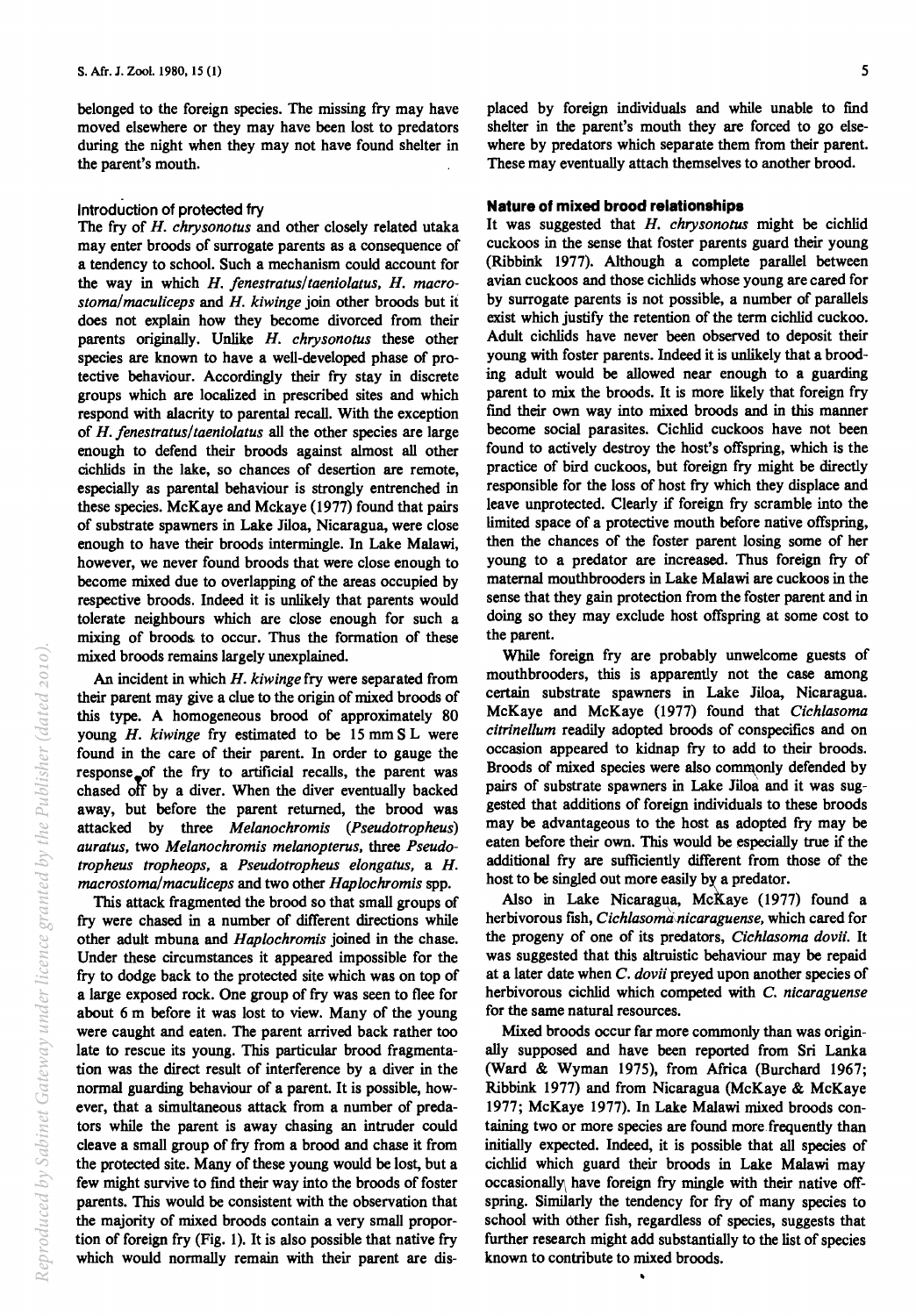belonged to the foreign species. The missing fry may have moved elsewhere or they may have been lost to predators during the night when they may not have found shelter in the parent's mouth.

### Introduction of protected fry

The fry of *H. chrysonotus* and other closely related utaka may enter broods of surrogate parents as a consequence of a tendency to school. Such a mechanism could account for the way in which *H. fenestratus/taeniolatus, H. macrostoma/maculiceps* and *H. kiwinge* join other broods but it does not explain how they become divorced from their parents originally. Unlike *H. chrysonotus* these other species are known to have a well-developed phase of protective behaviour. Accordingly their fry stay in discrete groups which are localized in prescribed sites and which respond with alacrity to parental recall. With the exception of *H. fenestratus/taeniolatus* all the other species are large enough to defend their broods against almost all other cichlids in the lake, so chances of desertion are remote, especially as parental behaviour is strongly entrenched in these species. McKaye and Mckaye (1977) found that pairs of substrate spawners in Lake Jiloa, Nicaragua, were close enough to have their broods intermingle. In Lake Malawi, however, we never found broods that were close enough to become mixed due to overlapping of the areas occupied by respective broods. Indeed it is unlikely that parents would tolerate neighbours which are close enough for such a mixing of broods to occur. Thus the formation of these mixed broods remains largely unexplained.

An incident in which *H. kiwinge* fry were separated from their parent may give a clue to the origin of mixed broods of this type. A homogeneous brood of approximately 80 young *H. kiwinge* fry estimated to be 15 mm S L were found in the care of their parent. In order to gauge the response of the fry to artificial recalls, the parent was chased off by a diver. When the diver eventually backed away, but before the parent returned, the brood was attacked by three *Melanochromis (Pseudotropheus) auratus*, two *Melanochromis melanopterus*, three *Pseudotropheus tropheops*, a *Pseudotropheus elongatus*, a *H. macrostoma/maculiceps* and two other *Haplochromis* spp.

This attack fragmented the brood so that small groups of fry were chased in a number of different directions while other adult mbuna and *Haplochromis* joined in the chase. Under these circumstances it appeared impossible for the fry to dodge back to the protected site which was on top of a large exposed rock. One group of fry was seen to flee for about 6 m before it was lost to view. Many of the young were caught and eaten. The parent arrived back rather too late to rescue its young. This particular brood fragmentation was the direct result of interference by a diver in the normal guarding behaviour of a parent. It is possible, however, that a simultaneous attack from a number of predators while the parent is away chasing an intruder could cleave a small group of fry from a brood and chase it from the protected site. Many of these young would be lost, but a few might survive to find their way into the broods of foster parents. This would be consistent with the observation that the majority of mixed broods contain a very small proportion of foreign fry (Fig. 1). It is also possible that native fry which would normally remain with their parent are displaced by foreign individuals and while unable to find shelter in the parent's mouth they are forced to go elsewhere by predators which separate them from their parent. These may eventually attach themselves to another brood.

### Nature of mixed brood relationships

It was suggested that *H. chrysonotus* might be cichlid cuckoos in the sense that foster parents guard their young (Ribbink 1977). Although a complete parallel between avian cuckoos and those cichlids whose young are cared for by surrogate parents is not possible, a number of parallels exist which justify the retention of the term cichlid cuckoo. Adult cichlids have never been observed to deposit their young with foster parents. Indeed it is unlikely that a brooding adult would be allowed near enough to a guarding parent to mix the broods. It is more likely that foreign fry find their own way into mixed broods and in this manner become social parasites. Cichlid cuckoos have not been found to actively destroy the host's offspring, which is the practice of bird cuckoos, but foreign fry might be directly responsible for the loss of host fry which they displace and leave unprotected. Clearly if foreign fry scramble into the limited space of a protective mouth before native offspring, then the chances of the foster parent losing some of her young to a predator are increased. Thus foreign fry of maternal mouthbrooders in Lake Malawi are cuckoos in the sense that they gain protection from the foster parent and in doing so they may exclude host offspring at some cost to the parent.

While foreign fry are probably unwelcome guests of mouthbrooders, this is apparently not the case among certain substrate spawners in Lake Jiloa, Nicaragua. McKaye and McKaye (1977) found that *Cichlasoma citrinellum* readily adopted broods of conspecifics and on occasion appeared to kidnap fry to add to their broods. Broods of mixed species were also commonly defended by pairs of substrate spawners in Lake Jiloa and it was suggested that additions of foreign individuals to these broods may be advantageous to the host as adopted fry may be eaten before their own. This would be especially true if the additional fry are sufficiently different from those of the host to be singled out more easily by a predator.

Also in Lake Nicaragua, McKaye (1977) found a herbivorous fish, *Cichlasoma nicaraguense*, which cared for the progeny of one of its predators, *Cichlasoma dovii*. It was suggested that this altruistic behaviour may be repaid at a later date when *C. dovii* preyed upon another species of herbivorous cichlid which competed with *C. nicaraguense* for the same natural resources.

Mixed broods occur far more commonly than was originally supposed and have been reported from Sri Lanka (Ward & Wyman 1975), from Africa (Burchard 1967; Ribbink 1977) and from Nicaragua (McKaye & McKaye 1977; McKaye 1977). In Lake Malawi mixed broods containing two or more species are found more frequently than initially expected. Indeed, it is possible that all species of cichlid which guard their broods in Lake Malawi may occasionally have foreign fry mingle with their native offspring. Similarly the tendency for fry of many species to school with other fish, regardless of species, suggests that further research might add substantially to the list of species known to contribute to mixed broods.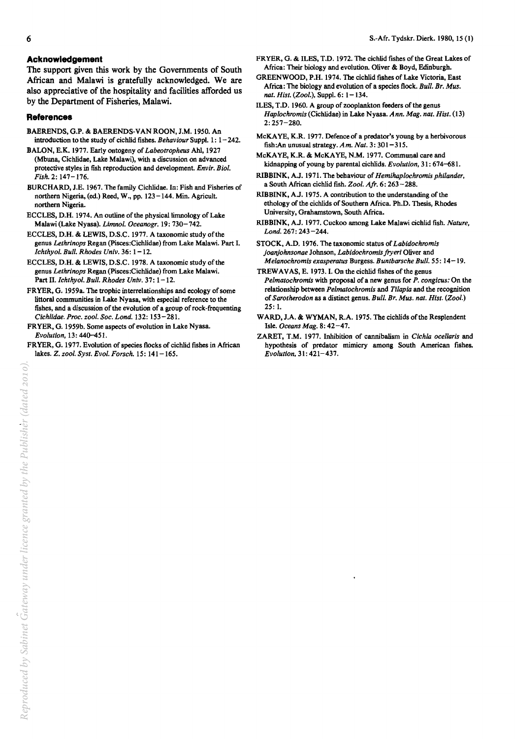## Acknowledgement

The support given this work by the Governments of South African and Malawi is gratefully acknowledged. We are also appreciative of the hospitality and facilities afforded us by the Department of Fisheries, Malawi.

## References

BAERENDS, G.P. & BAERENDS-VAN ROON, J.M. 1950. An introduction to the study of cichlid fishes. *Behaviour* Suppl. 1: 1–242.

BALON, E.K. 1977. Early ontogeny of *Labeotropheus* Ahl, 1927 (Mbuna, Cichlidae, Lake Malawi), with a discussion on advanced protective styles in fish reproduction and development. *Envir. Biol. Fish.* 2: 147–176.

BURCHARD, J.E. 1967. The family Cichlidae. In: Fish and Fisheries of northern Nigeria, (ed.) Reed, W., pp. 123–144. Min. Agricult. northern Nigeria.

ECCLES, D.H. 1974. An outline of the physical limnology of Lake Malawi (Lake Nyasa). *Limnol. Oceanogr.* 19: 730–742.

ECCLES, D.H. & LEWIS, D.S.C. 1977. A taxonomic study of the genus *Lethrinops* Regan (Pisces:Cichlidae) from Lake Malawi. Part I. *Ichthyol. Bull. Rhodes Univ.* 36: 1–12.

ECCLES, D.H. & LEWIS, D.S.C. 1978. A taxonomic study of the genus *Lethrinops* Regan (Pisces:Cichlidae) from Lake Malawi. Part II. *Ichthyol. Bull. Rhodes Univ.* 37: 1–12.

FRYER, G. 1959a. The trophic interrelationships and ecology of some littoral communities in Lake Nyasa, with especial reference to the fishes, and a discussion of the evolution of a group of rock-frequenting *Cichlidae. Proc. zool. Soc. Lond.* 132: 153–281.

FRYER, G. 1959b. Some aspects of evolution in Lake Nyasa. *Evolution*, 13: 440–451.

FRYER, G. 1977. Evolution of species flocks of cichlid fishes in African lakes. *Z. zool. Syst. Evol. Forsch.* 15: 141–165.

FRYER, G. & ILES, T.D. 1972. The cichlid fishes of the Great Lakes of Africa: Their biology and evolution. Oliver & Boyd, Edinburgh.

GREENWOOD, P.H. 1974. The cichlid fishes of Lake Victoria, East Africa: The biology and evolution of a species flock. *Bull. Br. Mus. nat. Hist. (Zool.)*, Suppl. 6: 1–134.

ILES, T.D. 1960. A group of zooplankton feeders of the genus *Haplochromis* (Cichlidae) in Lake Nyasa. *Ann. Mag. nat. Hist.* (13) 2: 257–280.

McKAYE, K.R. 1977. Defence of a predator's young by a herbivorous fish: An unusual strategy. *Am. Nat.* 3: 301–315.

McKAYE, K.R. & McKAYE, N.M. 1977. Communal care and kidnapping of young by parental cichlids. *Evolution*, 31: 674–681.

RIBBINK, A.J. 1971. The behaviour of *Hemihaplochromis philander*, a South African cichlid fish. *Zool. Afr.* 6: 263–288.

RIBBINK, A.J. 1975. A contribution to the understanding of the ethology of the cichlids of Southern Africa. Ph.D. Thesis, Rhodes University, Grahamstown, South Africa.

RIBBINK, A.J. 1977. Cuckoo among Lake Malawi cichlid fish. *Nature, Lond.* 267: 243–244.

STOCK, A.D. 1976. The taxonomic status of *Labidochromis joanjohnsonae* Johnson, *Labidochromis fryeri* Oliver and *Melanochromis exasperatus* Burgess. *Buntbarsche Bull.* 55: 14–19.

TREWAVAS, E. 1973. I. On the cichlid fishes of the genus *Pelmatochromis* with proposal of a new genus for *P. congicus:* On the relationship between *Pelmatochromis* and *Tilapia* and the recognition of *Sarotherodon* as a distinct genus. *Bull. Br. Mus. nat. Hist. (Zool.)* 25: 1.

WARD, J.A. & WYMAN, R.A. 1975. The cichlids of the Resplendent Isle. *Oceans Mag.* 8: 42–47.

ZARET, T.M. 1977. Inhibition of cannibalism in *Cichla ocellaris* and hypothesis of predator mimicry among South American fishes. *Evolution*, 31: 421–437.